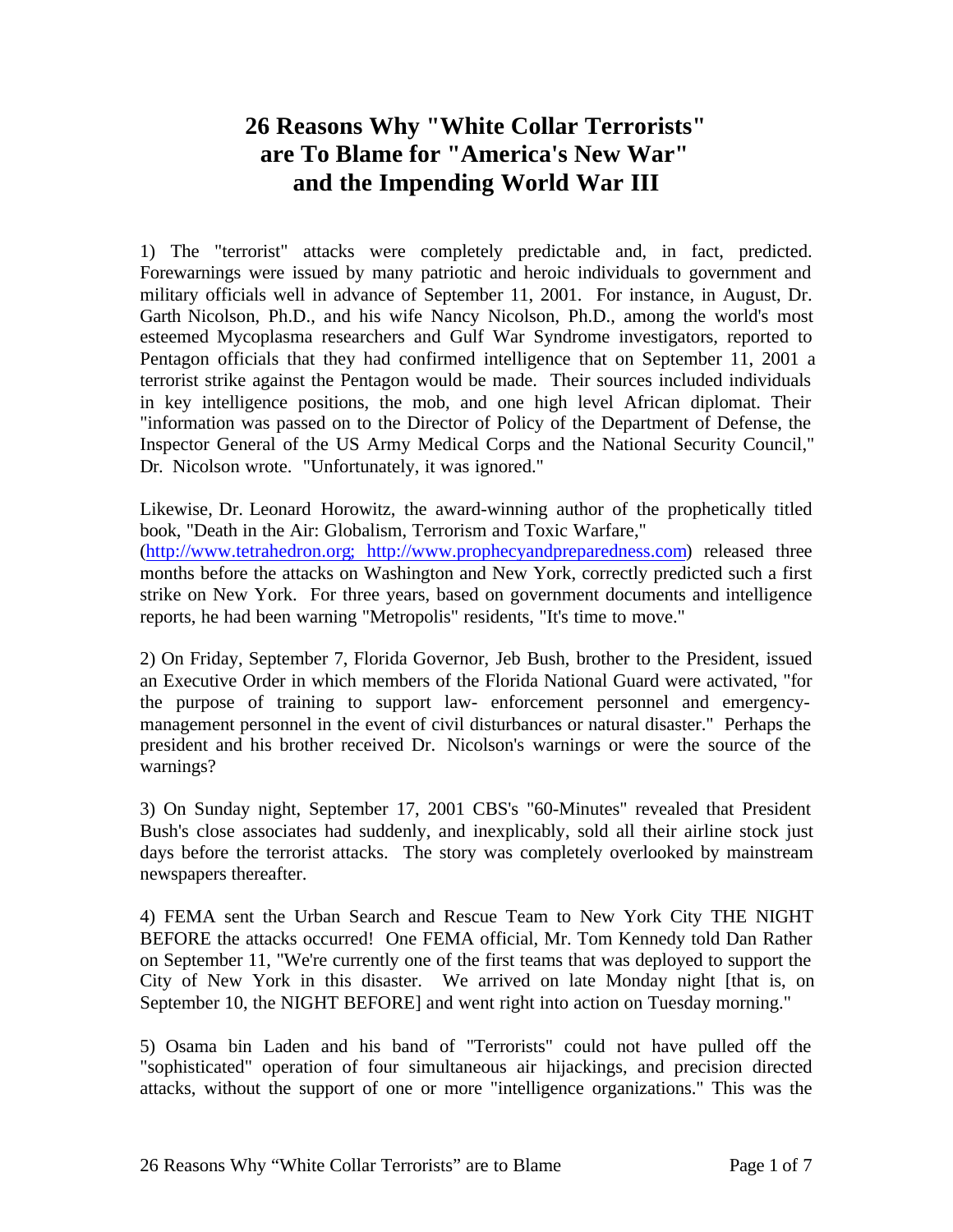# 26 Reasons Why "White Collar Terrorists" are To Blame for "America's New War" and the Impending World War III

1) The "terrorist" attacks were completely predictable and, in fact, predicted. Forewarnings were issued by many patriotic and heroic individuals to government and military officials well in advance of September 11, 2001. For instance, in August, Dr. Garth Nicolson, Ph.D., and his wife Nancy Nicolson, Ph.D., among the world's most esteemed Mycoplasma researchers and Gulf War Syndrome investigators, reported to Pentagon officials that they had confirmed intelligence that on September 11, 2001 a terrorist strike against the Pentagon would be made. Their sources included individuals in key intelligence positions, the mob, and one high level African diplomat. Their "information was passed on to the Director of Policy of the Department of Defense, the Inspector General of the US Army Medical Corps and the National Security Council," Dr. Nicolson wrote. "Unfortunately, it was ignored."

Likewise, Dr. Leonard Horowitz, the award-winning author of the prophetically titled book, "Death in the Air: Globalism, Terrorism and Toxic Warfare," (http://www.tetrahedron.org; http://www.prophecyandpreparedness.com) released three months before the attacks on Washington and New York, correctly predicted such a first strike on New York. For three years, based on government documents and intelligence reports, he had been warning "Metropolis" residents, "It's time to move."

2) On Friday, September 7, Florida Governor, Jeb Bush, brother to the President, issued an Executive Order in which members of the Florida National Guard were activated, "for the purpose of training to support law- enforcement personnel and emergency-management personnel in the event of civil disturbances or natural disaster." Perhaps the president and his brother received Dr. Nicolson's warnings or were the source of the warnings?

3) On Sunday night, September 17, 2001 CBS's "60-Minutes" revealed that President Bush's close associates had suddenly, and inexplicably, sold all their airline stock just days before the terrorist attacks. The story was completely overlooked by mainstream newspapers thereafter.

4) FEMA sent the Urban Search and Rescue Team to New York City THE NIGHT BEFORE the attacks occurred! One FEMA official, Mr. Tom Kennedy told Dan Rather on September 11, "We're currently one of the first teams that was deployed to support the City of New York in this disaster. We arrived on late Monday night [that is, on September 10, the NIGHT BEFORE] and went right into action on Tuesday morning."

5) Osama bin Laden and his band of "Terrorists" could not have pulled off the "sophisticated" operation of four simultaneous air hijackings, and precision directed attacks, without the support of one or more "intelligence organizations." This was the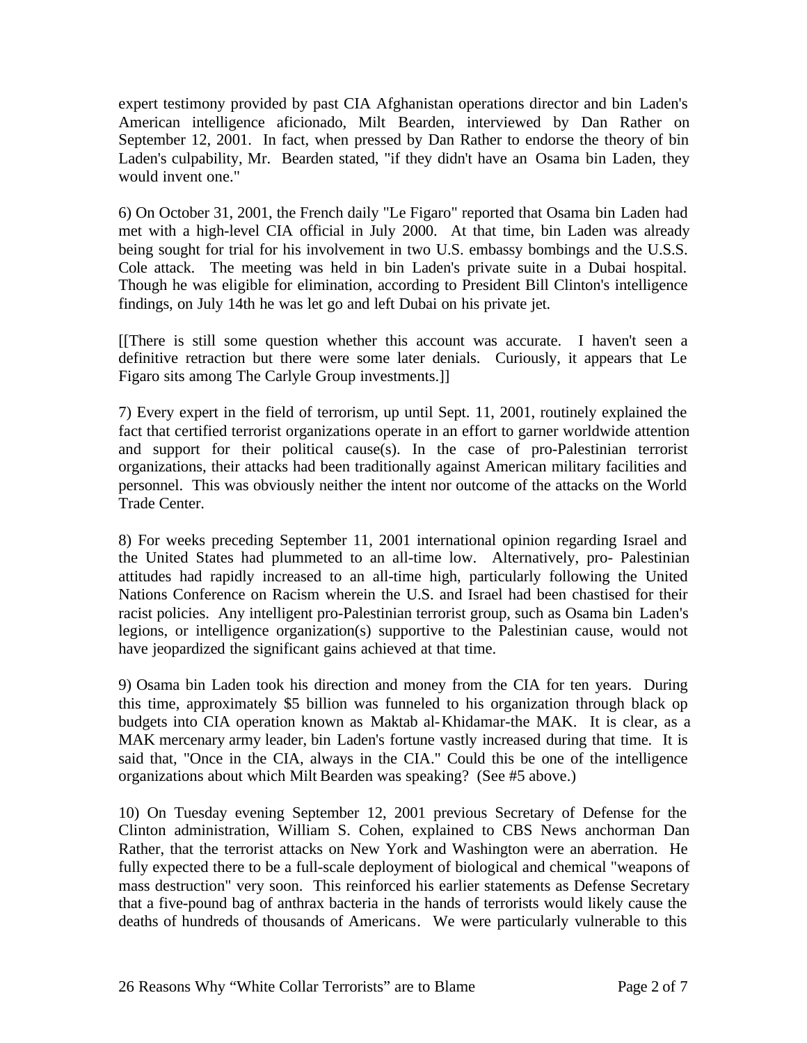expert testimony provided by past CIA Afghanistan operations director and bin Laden's American intelligence aficionado, Milt Bearden, interviewed by Dan Rather on September 12, 2001. In fact, when pressed by Dan Rather to endorse the theory of bin Laden's culpability, Mr. Bearden stated, "if they didn't have an Osama bin Laden, they would invent one."

6) On October 31, 2001, the French daily "Le Figaro" reported that Osama bin Laden had met with a high-level CIA official in July 2000. At that time, bin Laden was already being sought for trial for his involvement in two U.S. embassy bombings and the U.S.S. Cole attack. The meeting was held in bin Laden's private suite in a Dubai hospital. Though he was eligible for elimination, according to President Bill Clinton's intelligence findings, on July 14th he was let go and left Dubai on his private jet.

[[There is still some question whether this account was accurate. I haven't seen a definitive retraction but there were some later denials. Curiously, it appears that Le Figaro sits among The Carlyle Group investments.]]

7) Every expert in the field of terrorism, up until Sept. 11, 2001, routinely explained the fact that certified terrorist organizations operate in an effort to garner worldwide attention and support for their political cause(s). In the case of pro-Palestinian terrorist organizations, their attacks had been traditionally against American military facilities and personnel. This was obviously neither the intent nor outcome of the attacks on the World Trade Center.

8) For weeks preceding September 11, 2001 international opinion regarding Israel and the United States had plummeted to an all-time low. Alternatively, pro- Palestinian attitudes had rapidly increased to an all-time high, particularly following the United Nations Conference on Racism wherein the U.S. and Israel had been chastised for their racist policies. Any intelligent pro-Palestinian terrorist group, such as Osama bin Laden's legions, or intelligence organization(s) supportive to the Palestinian cause, would not have jeopardized the significant gains achieved at that time.

9) Osama bin Laden took his direction and money from the CIA for ten years. During this time, approximately $5 billion was funneled to his organization through black op budgets into CIA operation known as Maktab al-Khidamar-the MAK. It is clear, as a MAK mercenary army leader, bin Laden's fortune vastly increased during that time. It is said that, "Once in the CIA, always in the CIA." Could this be one of the intelligence organizations about which Milt Bearden was speaking? (See #5 above.)

10) On Tuesday evening September 12, 2001 previous Secretary of Defense for the Clinton administration, William S. Cohen, explained to CBS News anchorman Dan Rather, that the terrorist attacks on New York and Washington were an aberration. He fully expected there to be a full-scale deployment of biological and chemical "weapons of mass destruction" very soon. This reinforced his earlier statements as Defense Secretary that a five-pound bag of anthrax bacteria in the hands of terrorists would likely cause the deaths of hundreds of thousands of Americans. We were particularly vulnerable to this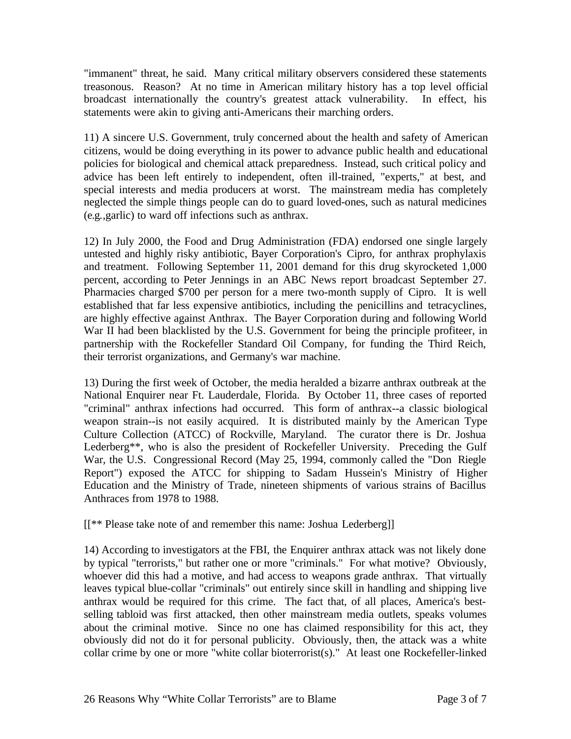"immanent" threat, he said. Many critical military observers considered these statements treasonous. Reason? At no time in American military history has a top level official broadcast internationally the country's greatest attack vulnerability. In effect, his statements were akin to giving anti-Americans their marching orders.

11) A sincere U.S. Government, truly concerned about the health and safety of American citizens, would be doing everything in its power to advance public health and educational policies for biological and chemical attack preparedness. Instead, such critical policy and advice has been left entirely to independent, often ill-trained, "experts," at best, and special interests and media producers at worst. The mainstream media has completely neglected the simple things people can do to guard loved-ones, such as natural medicines (e.g.,garlic) to ward off infections such as anthrax.

12) In July 2000, the Food and Drug Administration (FDA) endorsed one single largely untested and highly risky antibiotic, Bayer Corporation's Cipro, for anthrax prophylaxis and treatment. Following September 11, 2001 demand for this drug skyrocketed 1,000 percent, according to Peter Jennings in an ABC News report broadcast September 27. Pharmacies charged $700 per person for a mere two-month supply of Cipro. It is well established that far less expensive antibiotics, including the penicillins and tetracyclines, are highly effective against Anthrax. The Bayer Corporation during and following World War II had been blacklisted by the U.S. Government for being the principle profiteer, in partnership with the Rockefeller Standard Oil Company, for funding the Third Reich, their terrorist organizations, and Germany's war machine.

13) During the first week of October, the media heralded a bizarre anthrax outbreak at the National Enquirer near Ft. Lauderdale, Florida. By October 11, three cases of reported "criminal" anthrax infections had occurred. This form of anthrax--a classic biological weapon strain--is not easily acquired. It is distributed mainly by the American Type Culture Collection (ATCC) of Rockville, Maryland. The curator there is Dr. Joshua Lederberg**, who is also the president of Rockefeller University. Preceding the Gulf War, the U.S. Congressional Record (May 25, 1994, commonly called the "Don Riegle Report") exposed the ATCC for shipping to Sadam Hussein's Ministry of Higher Education and the Ministry of Trade, nineteen shipments of various strains of Bacillus Anthraces from 1978 to 1988.

[[** Please take note of and remember this name: Joshua Lederberg]]

14) According to investigators at the FBI, the Enquirer anthrax attack was not likely done by typical "terrorists," but rather one or more "criminals." For what motive? Obviously, whoever did this had a motive, and had access to weapons grade anthrax. That virtually leaves typical blue-collar "criminals" out entirely since skill in handling and shipping live anthrax would be required for this crime. The fact that, of all places, America's best-selling tabloid was first attacked, then other mainstream media outlets, speaks volumes about the criminal motive. Since no one has claimed responsibility for this act, they obviously did not do it for personal publicity. Obviously, then, the attack was a white collar crime by one or more "white collar bioterrorist(s)." At least one Rockefeller-linked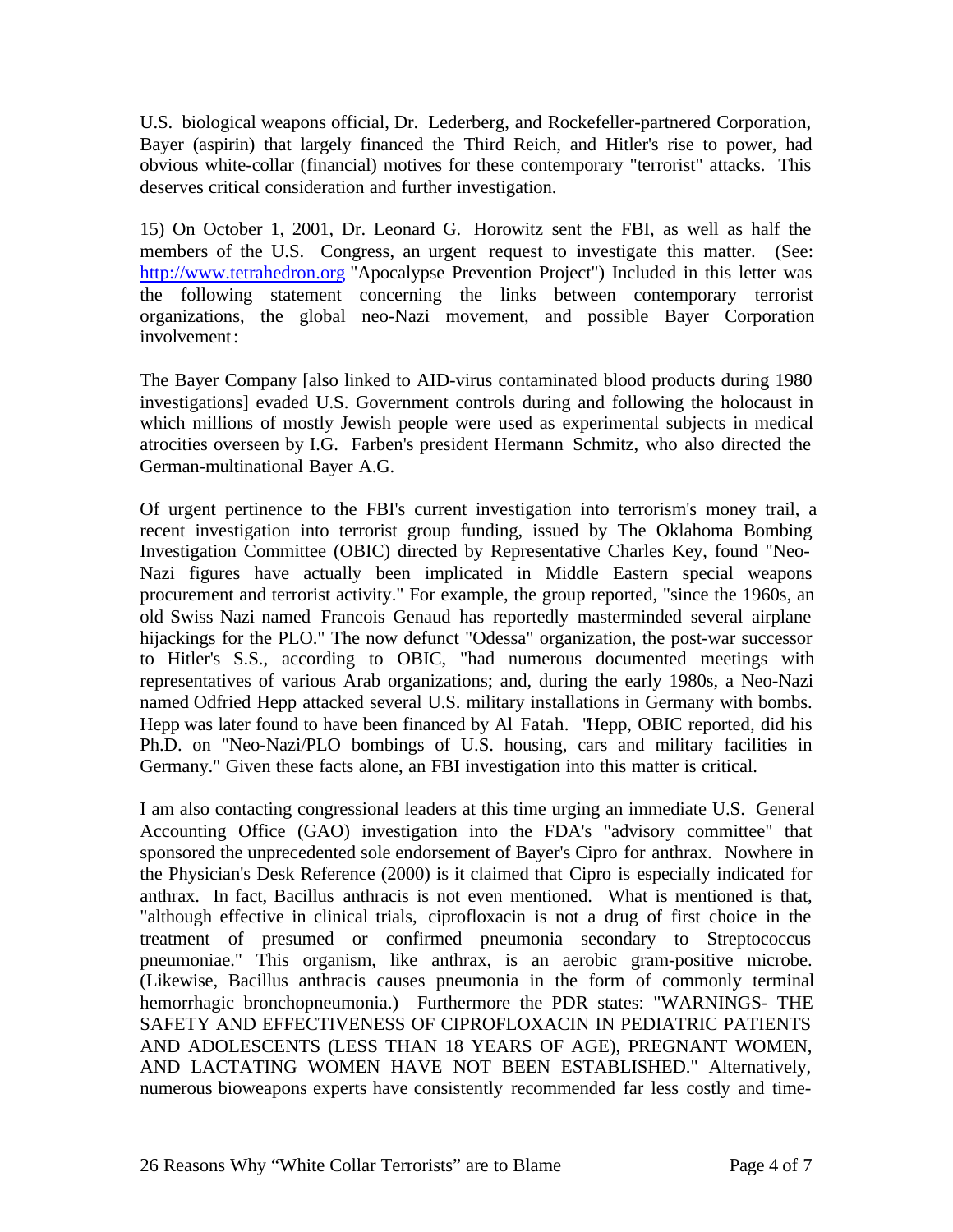U.S. biological weapons official, Dr. Lederberg, and Rockefeller-partnered Corporation, Bayer (aspirin) that largely financed the Third Reich, and Hitler's rise to power, had obvious white-collar (financial) motives for these contemporary "terrorist" attacks. This deserves critical consideration and further investigation.

15) On October 1, 2001, Dr. Leonard G. Horowitz sent the FBI, as well as half the members of the U.S. Congress, an urgent request to investigate this matter. (See: [http://www.tetrahedron.org](http://www.tetrahedron.org) "Apocalypse Prevention Project") Included in this letter was the following statement concerning the links between contemporary terrorist organizations, the global neo-Nazi movement, and possible Bayer Corporation involvement:

The Bayer Company [also linked to AID-virus contaminated blood products during 1980 investigations] evaded U.S. Government controls during and following the holocaust in which millions of mostly Jewish people were used as experimental subjects in medical atrocities overseen by I.G. Farben's president Hermann Schmitz, who also directed the German-multinational Bayer A.G.

Of urgent pertinence to the FBI's current investigation into terrorism's money trail, a recent investigation into terrorist group funding, issued by The Oklahoma Bombing Investigation Committee (OBIC) directed by Representative Charles Key, found "Neo-Nazi figures have actually been implicated in Middle Eastern special weapons procurement and terrorist activity." For example, the group reported, "since the 1960s, an old Swiss Nazi named Francois Genaud has reportedly masterminded several airplane hijackings for the PLO." The now defunct "Odessa" organization, the post-war successor to Hitler's S.S., according to OBIC, "had numerous documented meetings with representatives of various Arab organizations; and, during the early 1980s, a Neo-Nazi named Odfried Hepp attacked several U.S. military installations in Germany with bombs. Hepp was later found to have been financed by Al Fatah. "Hepp, OBIC reported, did his Ph.D. on "Neo-Nazi/PLO bombings of U.S. housing, cars and military facilities in Germany." Given these facts alone, an FBI investigation into this matter is critical.

I am also contacting congressional leaders at this time urging an immediate U.S. General Accounting Office (GAO) investigation into the FDA's "advisory committee" that sponsored the unprecedented sole endorsement of Bayer's Cipro for anthrax. Nowhere in the Physician's Desk Reference (2000) is it claimed that Cipro is especially indicated for anthrax. In fact, Bacillus anthracis is not even mentioned. What is mentioned is that, "although effective in clinical trials, ciprofloxacin is not a drug of first choice in the treatment of presumed or confirmed pneumonia secondary to Streptococcus pneumoniae." This organism, like anthrax, is an aerobic gram-positive microbe. (Likewise, Bacillus anthracis causes pneumonia in the form of commonly terminal hemorrhagic bronchopneumonia.) Furthermore the PDR states: "WARNINGS- THE SAFETY AND EFFECTIVENESS OF CIPROFLOXACIN IN PEDIATRIC PATIENTS AND ADOLESCENTS (LESS THAN 18 YEARS OF AGE), PREGNANT WOMEN, AND LACTATING WOMEN HAVE NOT BEEN ESTABLISHED." Alternatively, numerous bioweapons experts have consistently recommended far less costly and time-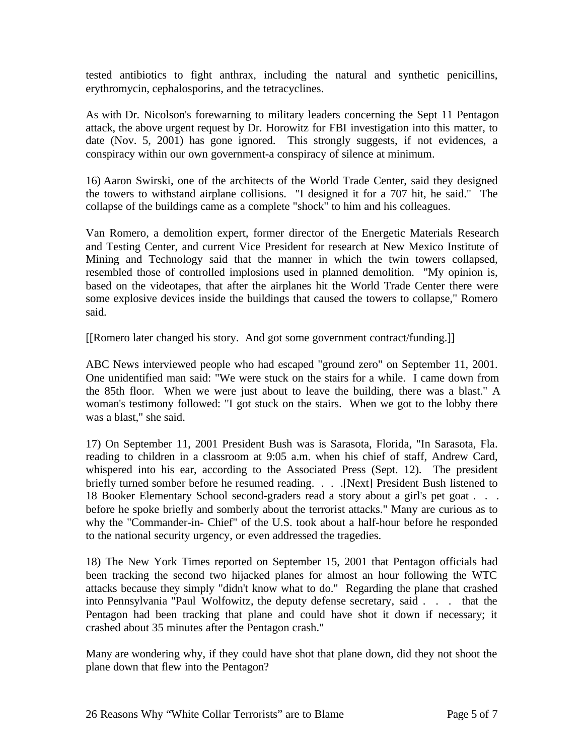tested antibiotics to fight anthrax, including the natural and synthetic penicillins, erythromycin, cephalosporins, and the tetracyclines.

As with Dr. Nicolson's forewarning to military leaders concerning the Sept 11 Pentagon attack, the above urgent request by Dr. Horowitz for FBI investigation into this matter, to date (Nov. 5, 2001) has gone ignored. This strongly suggests, if not evidences, a conspiracy within our own government-a conspiracy of silence at minimum.

16) Aaron Swirski, one of the architects of the World Trade Center, said they designed the towers to withstand airplane collisions. "I designed it for a 707 hit, he said." The collapse of the buildings came as a complete "shock" to him and his colleagues.

Van Romero, a demolition expert, former director of the Energetic Materials Research and Testing Center, and current Vice President for research at New Mexico Institute of Mining and Technology said that the manner in which the twin towers collapsed, resembled those of controlled implosions used in planned demolition. "My opinion is, based on the videotapes, that after the airplanes hit the World Trade Center there were some explosive devices inside the buildings that caused the towers to collapse," Romero said.

[[Romero later changed his story. And got some government contract/funding.]]

ABC News interviewed people who had escaped "ground zero" on September 11, 2001. One unidentified man said: "We were stuck on the stairs for a while. I came down from the 85th floor. When we were just about to leave the building, there was a blast." A woman's testimony followed: "I got stuck on the stairs. When we got to the lobby there was a blast," she said.

17) On September 11, 2001 President Bush was is Sarasota, Florida, "In Sarasota, Fla. reading to children in a classroom at 9:05 a.m. when his chief of staff, Andrew Card, whispered into his ear, according to the Associated Press (Sept. 12). The president briefly turned somber before he resumed reading. . . .[Next] President Bush listened to 18 Booker Elementary School second-graders read a story about a girl's pet goat . . . before he spoke briefly and somberly about the terrorist attacks." Many are curious as to why the "Commander-in- Chief" of the U.S. took about a half-hour before he responded to the national security urgency, or even addressed the tragedies.

18) The New York Times reported on September 15, 2001 that Pentagon officials had been tracking the second two hijacked planes for almost an hour following the WTC attacks because they simply "didn't know what to do." Regarding the plane that crashed into Pennsylvania "Paul Wolfowitz, the deputy defense secretary, said . . . that the Pentagon had been tracking that plane and could have shot it down if necessary; it crashed about 35 minutes after the Pentagon crash."

Many are wondering why, if they could have shot that plane down, did they not shoot the plane down that flew into the Pentagon?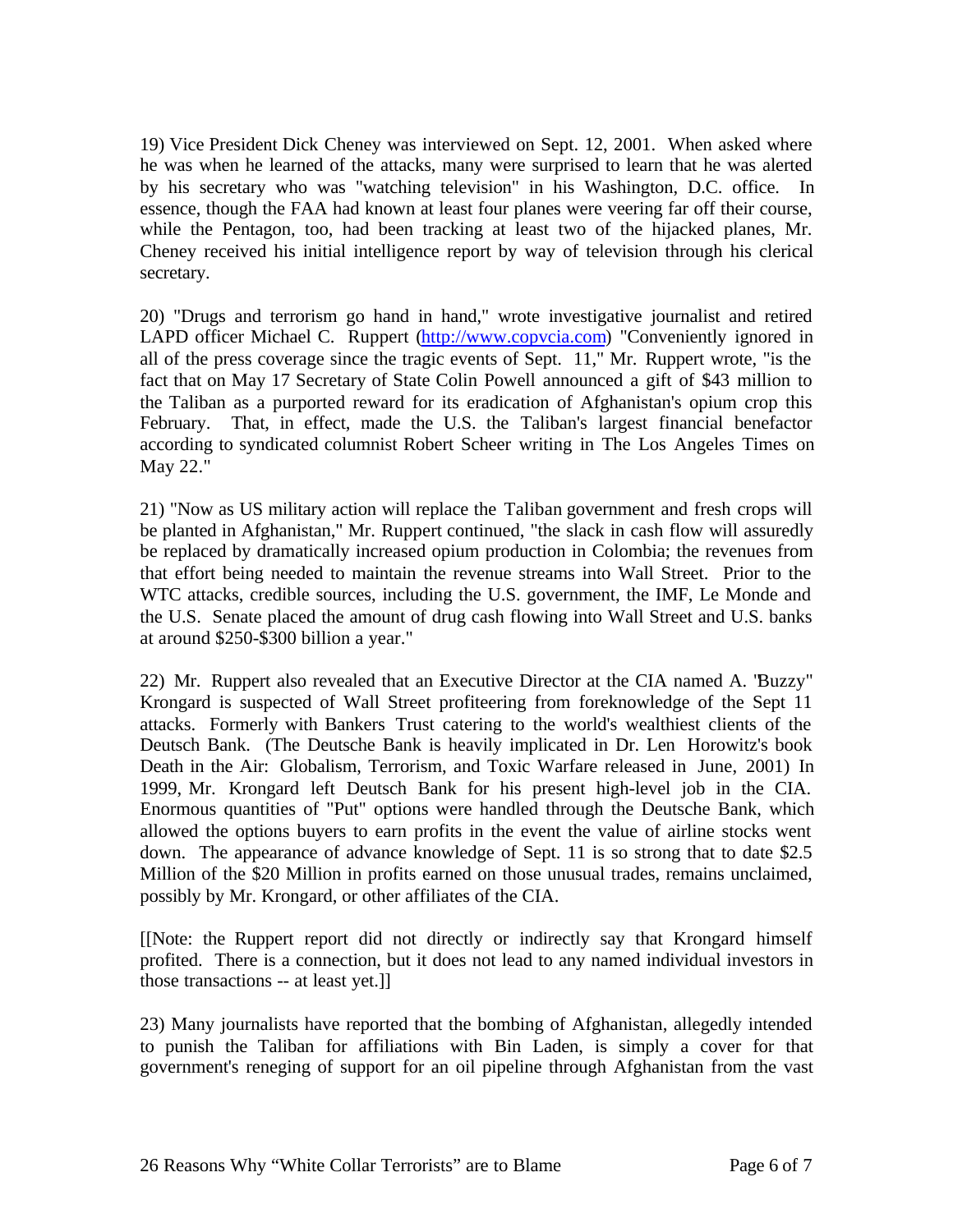19) Vice President Dick Cheney was interviewed on Sept. 12, 2001. When asked where he was when he learned of the attacks, many were surprised to learn that he was alerted by his secretary who was "watching television" in his Washington, D.C. office. In essence, though the FAA had known at least four planes were veering far off their course, while the Pentagon, too, had been tracking at least two of the hijacked planes, Mr. Cheney received his initial intelligence report by way of television through his clerical secretary.

20) "Drugs and terrorism go hand in hand," wrote investigative journalist and retired LAPD officer Michael C. Ruppert (http://www.copvcia.com) "Conveniently ignored in all of the press coverage since the tragic events of Sept. 11," Mr. Ruppert wrote, "is the fact that on May 17 Secretary of State Colin Powell announced a gift of $43 million to the Taliban as a purported reward for its eradication of Afghanistan's opium crop this February. That, in effect, made the U.S. the Taliban's largest financial benefactor according to syndicated columnist Robert Scheer writing in The Los Angeles Times on May 22."

21) "Now as US military action will replace the Taliban government and fresh crops will be planted in Afghanistan," Mr. Ruppert continued, "the slack in cash flow will assuredly be replaced by dramatically increased opium production in Colombia; the revenues from that effort being needed to maintain the revenue streams into Wall Street. Prior to the WTC attacks, credible sources, including the U.S. government, the IMF, Le Monde and the U.S. Senate placed the amount of drug cash flowing into Wall Street and U.S. banks at around $250-$300 billion a year."

22) Mr. Ruppert also revealed that an Executive Director at the CIA named A. "Buzzy" Krongard is suspected of Wall Street profiteering from foreknowledge of the Sept 11 attacks. Formerly with Bankers Trust catering to the world's wealthiest clients of the Deutsch Bank. (The Deutsche Bank is heavily implicated in Dr. Len Horowitz's book Death in the Air: Globalism, Terrorism, and Toxic Warfare released in June, 2001) In 1999, Mr. Krongard left Deutsch Bank for his present high-level job in the CIA. Enormous quantities of "Put" options were handled through the Deutsche Bank, which allowed the options buyers to earn profits in the event the value of airline stocks went down. The appearance of advance knowledge of Sept. 11 is so strong that to date $2.5 Million of the $20 Million in profits earned on those unusual trades, remains unclaimed, possibly by Mr. Krongard, or other affiliates of the CIA.

[[Note: the Ruppert report did not directly or indirectly say that Krongard himself profited. There is a connection, but it does not lead to any named individual investors in those transactions -- at least yet.]]

23) Many journalists have reported that the bombing of Afghanistan, allegedly intended to punish the Taliban for affiliations with Bin Laden, is simply a cover for that government's reneging of support for an oil pipeline through Afghanistan from the vast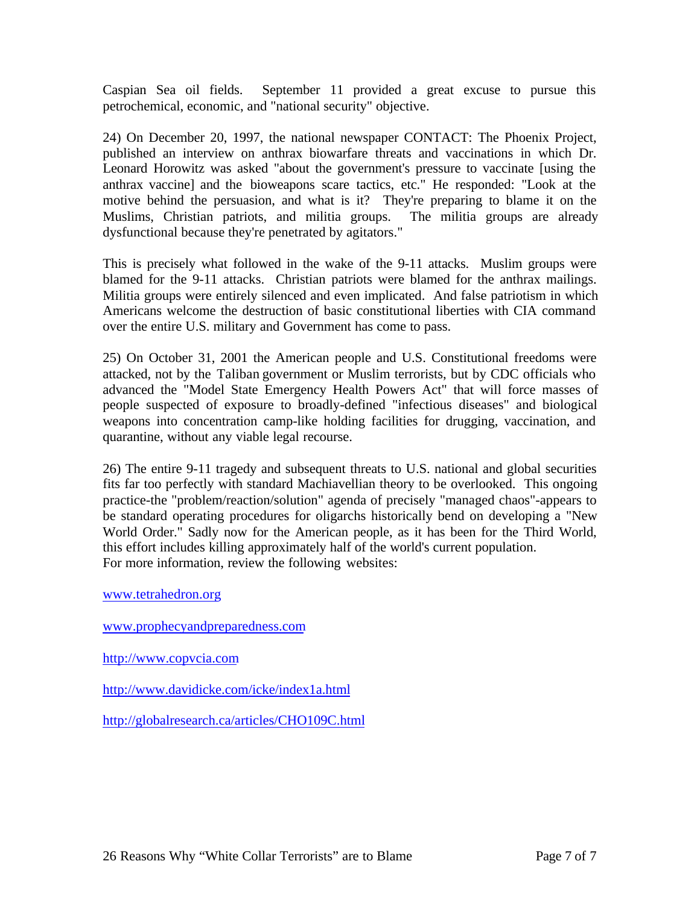Caspian Sea oil fields. September 11 provided a great excuse to pursue this petrochemical, economic, and "national security" objective.

24) On December 20, 1997, the national newspaper CONTACT: The Phoenix Project, published an interview on anthrax biowarfare threats and vaccinations in which Dr. Leonard Horowitz was asked "about the government's pressure to vaccinate [using the anthrax vaccine] and the bioweapons scare tactics, etc." He responded: "Look at the motive behind the persuasion, and what is it? They're preparing to blame it on the Muslims, Christian patriots, and militia groups. The militia groups are already dysfunctional because they're penetrated by agitators."

This is precisely what followed in the wake of the 9-11 attacks. Muslim groups were blamed for the 9-11 attacks. Christian patriots were blamed for the anthrax mailings. Militia groups were entirely silenced and even implicated. And false patriotism in which Americans welcome the destruction of basic constitutional liberties with CIA command over the entire U.S. military and Government has come to pass.

25) On October 31, 2001 the American people and U.S. Constitutional freedoms were attacked, not by the Taliban government or Muslim terrorists, but by CDC officials who advanced the "Model State Emergency Health Powers Act" that will force masses of people suspected of exposure to broadly-defined "infectious diseases" and biological weapons into concentration camp-like holding facilities for drugging, vaccination, and quarantine, without any viable legal recourse.

26) The entire 9-11 tragedy and subsequent threats to U.S. national and global securities fits far too perfectly with standard Machiavellian theory to be overlooked. This ongoing practice-the "problem/reaction/solution" agenda of precisely "managed chaos"-appears to be standard operating procedures for oligarchs historically bend on developing a "New World Order." Sadly now for the American people, as it has been for the Third World, this effort includes killing approximately half of the world's current population.
For more information, review the following websites:

www.tetrahedron.org

www.prophecyandpreparedness.com

http://www.copvcia.com

http://www.davidicke.com/icke/index1a.html

http://globalresearch.ca/articles/CHO109C.html